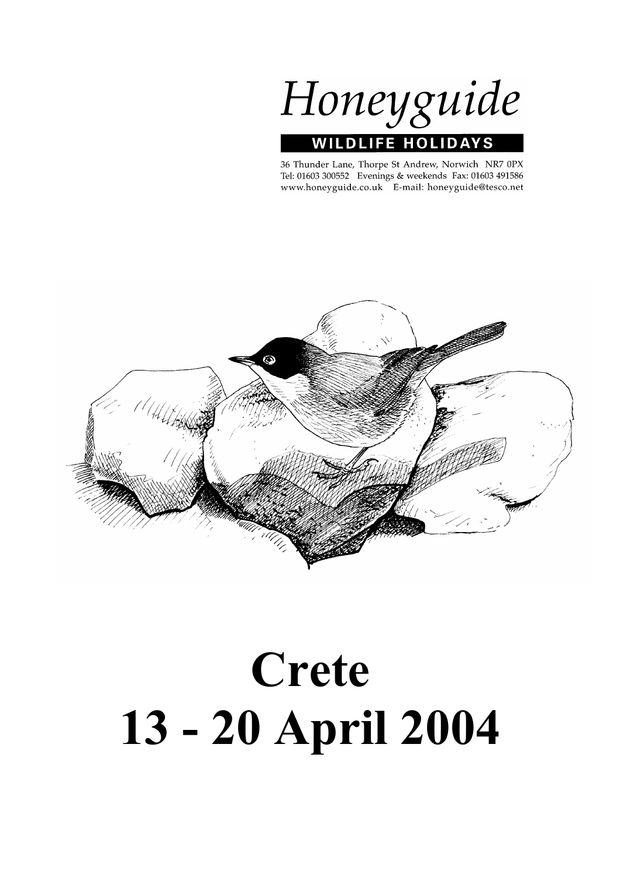# Honeyguide

**WILDLIFE HOLIDAYS**

36 Thunder Lane, Thorpe St Andrew, Norwich NR7 0PX
Tel: 01603 300552 Evenings & weekends Fax: 01603 491586
www.honeyguide.co.uk E-mail: honeyguide@tesco.net

# Crete
# 13 - 20 April 2004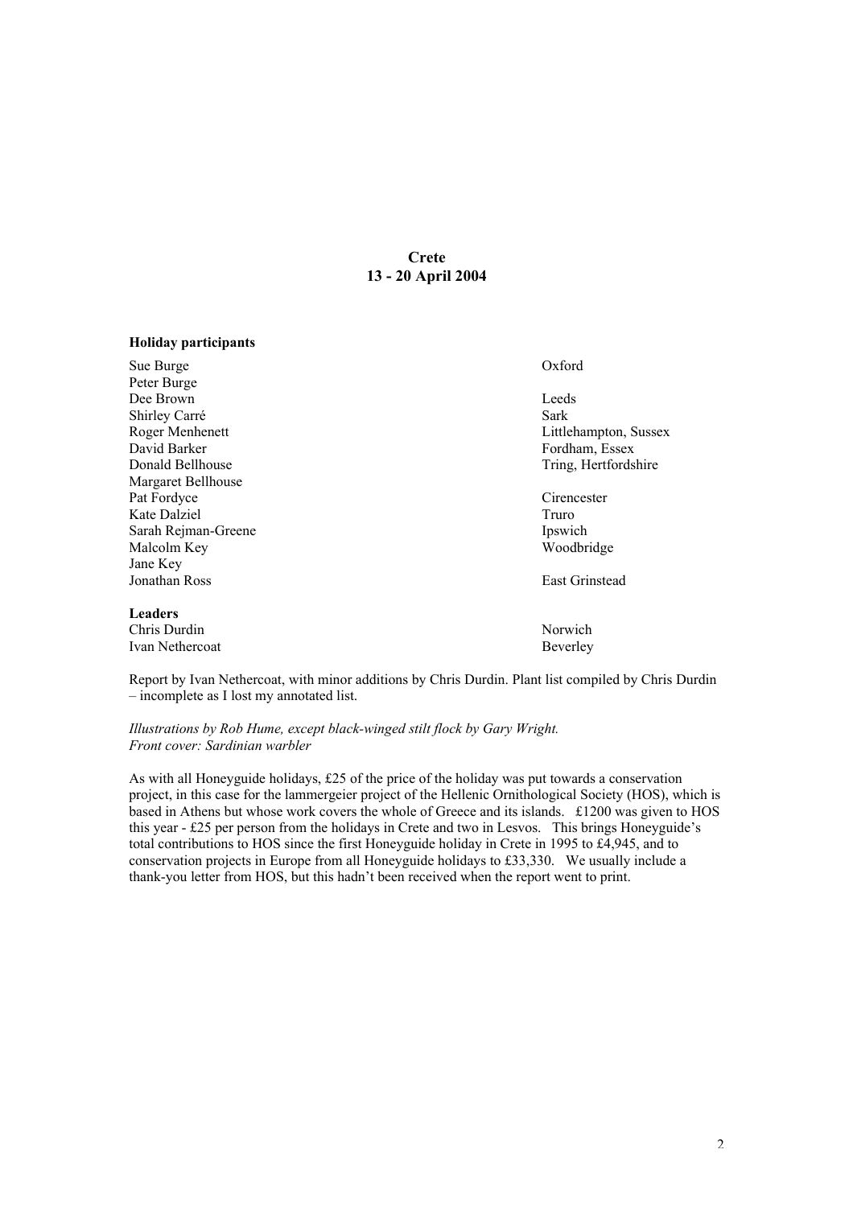**Crete**
**13 - 20 April 2004**

**Holiday participants**

| | |
|---|---|
| Sue Burge | Oxford |
| Peter Burge | |
| Dee Brown | Leeds |
| Shirley Carré | Sark |
| Roger Menhenett | Littlehampton, Sussex |
| David Barker | Fordham, Essex |
| Donald Bellhouse | Tring, Hertfordshire |
| Margaret Bellhouse | |
| Pat Fordyce | Cirencester |
| Kate Dalziel | Truro |
| Sarah Rejman-Greene | Ipswich |
| Malcolm Key | Woodbridge |
| Jane Key | |
| Jonathan Ross | East Grinstead |

**Leaders**

| | |
|---|---|
| Chris Durdin | Norwich |
| Ivan Nethercoat | Beverley |

Report by Ivan Nethercoat, with minor additions by Chris Durdin. Plant list compiled by Chris Durdin – incomplete as I lost my annotated list.

*Illustrations by Rob Hume, except black-winged stilt flock by Gary Wright.*
*Front cover: Sardinian warbler*

As with all Honeyguide holidays, £25 of the price of the holiday was put towards a conservation project, in this case for the lammergeier project of the Hellenic Ornithological Society (HOS), which is based in Athens but whose work covers the whole of Greece and its islands. £1200 was given to HOS this year - £25 per person from the holidays in Crete and two in Lesvos. This brings Honeyguide's total contributions to HOS since the first Honeyguide holiday in Crete in 1995 to £4,945, and to conservation projects in Europe from all Honeyguide holidays to £33,330. We usually include a thank-you letter from HOS, but this hadn't been received when the report went to print.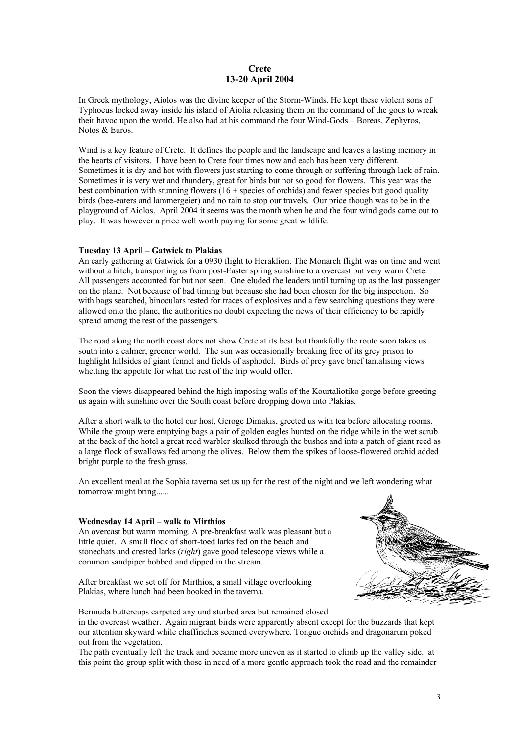**Crete**
**13-20 April 2004**

In Greek mythology, Aiolos was the divine keeper of the Storm-Winds. He kept these violent sons of Typhoeus locked away inside his island of Aiolia releasing them on the command of the gods to wreak their havoc upon the world. He also had at his command the four Wind-Gods – Boreas, Zephyros, Notos & Euros.

Wind is a key feature of Crete. It defines the people and the landscape and leaves a lasting memory in the hearts of visitors. I have been to Crete four times now and each has been very different. Sometimes it is dry and hot with flowers just starting to come through or suffering through lack of rain. Sometimes it is very wet and thundery, great for birds but not so good for flowers. This year was the best combination with stunning flowers (16 + species of orchids) and fewer species but good quality birds (bee-eaters and lammergeier) and no rain to stop our travels. Our price though was to be in the playground of Aiolos. April 2004 it seems was the month when he and the four wind gods came out to play. It was however a price well worth paying for some great wildlife.

**Tuesday 13 April – Gatwick to Plakias**

An early gathering at Gatwick for a 0930 flight to Heraklion. The Monarch flight was on time and went without a hitch, transporting us from post-Easter spring sunshine to a overcast but very warm Crete. All passengers accounted for but not seen. One eluded the leaders until turning up as the last passenger on the plane. Not because of bad timing but because she had been chosen for the big inspection. So with bags searched, binoculars tested for traces of explosives and a few searching questions they were allowed onto the plane, the authorities no doubt expecting the news of their efficiency to be rapidly spread among the rest of the passengers.

The road along the north coast does not show Crete at its best but thankfully the route soon takes us south into a calmer, greener world. The sun was occasionally breaking free of its grey prison to highlight hillsides of giant fennel and fields of asphodel. Birds of prey gave brief tantalising views whetting the appetite for what the rest of the trip would offer.

Soon the views disappeared behind the high imposing walls of the Kourtaliotiko gorge before greeting us again with sunshine over the South coast before dropping down into Plakias.

After a short walk to the hotel our host, Geroge Dimakis, greeted us with tea before allocating rooms. While the group were emptying bags a pair of golden eagles hunted on the ridge while in the wet scrub at the back of the hotel a great reed warbler skulked through the bushes and into a patch of giant reed as a large flock of swallows fed among the olives. Below them the spikes of loose-flowered orchid added bright purple to the fresh grass.

An excellent meal at the Sophia taverna set us up for the rest of the night and we left wondering what tomorrow might bring......

**Wednesday 14 April – walk to Mirthios**

An overcast but warm morning. A pre-breakfast walk was pleasant but a little quiet. A small flock of short-toed larks fed on the beach and stonechats and crested larks (*right*) gave good telescope views while a common sandpiper bobbed and dipped in the stream.

After breakfast we set off for Mirthios, a small village overlooking Plakias, where lunch had been booked in the taverna.

Bermuda buttercups carpeted any undisturbed area but remained closed in the overcast weather. Again migrant birds were apparently absent except for the buzzards that kept our attention skyward while chaffinches seemed everywhere. Tongue orchids and dragonarum poked out from the vegetation.

The path eventually left the track and became more uneven as it started to climb up the valley side. at this point the group split with those in need of a more gentle approach took the road and the remainder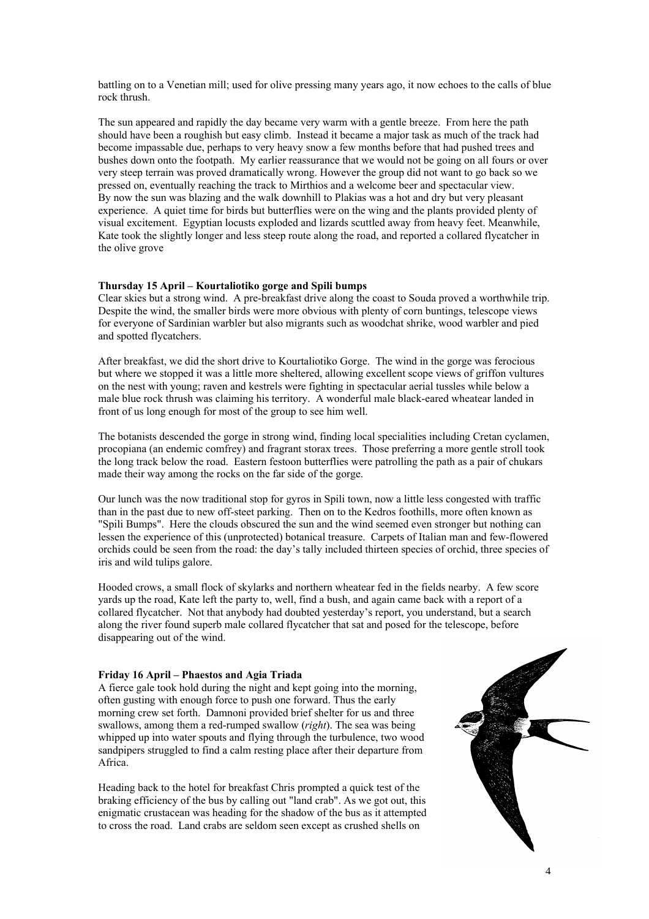battling on to a Venetian mill; used for olive pressing many years ago, it now echoes to the calls of blue rock thrush.

The sun appeared and rapidly the day became very warm with a gentle breeze. From here the path should have been a roughish but easy climb. Instead it became a major task as much of the track had become impassable due, perhaps to very heavy snow a few months before that had pushed trees and bushes down onto the footpath. My earlier reassurance that we would not be going on all fours or over very steep terrain was proved dramatically wrong. However the group did not want to go back so we pressed on, eventually reaching the track to Mirthios and a welcome beer and spectacular view. By now the sun was blazing and the walk downhill to Plakias was a hot and dry but very pleasant experience. A quiet time for birds but butterflies were on the wing and the plants provided plenty of visual excitement. Egyptian locusts exploded and lizards scuttled away from heavy feet. Meanwhile, Kate took the slightly longer and less steep route along the road, and reported a collared flycatcher in the olive grove

**Thursday 15 April – Kourtaliotiko gorge and Spili bumps**

Clear skies but a strong wind. A pre-breakfast drive along the coast to Souda proved a worthwhile trip. Despite the wind, the smaller birds were more obvious with plenty of corn buntings, telescope views for everyone of Sardinian warbler but also migrants such as woodchat shrike, wood warbler and pied and spotted flycatchers.

After breakfast, we did the short drive to Kourtaliotiko Gorge. The wind in the gorge was ferocious but where we stopped it was a little more sheltered, allowing excellent scope views of griffon vultures on the nest with young; raven and kestrels were fighting in spectacular aerial tussles while below a male blue rock thrush was claiming his territory. A wonderful male black-eared wheatear landed in front of us long enough for most of the group to see him well.

The botanists descended the gorge in strong wind, finding local specialities including Cretan cyclamen, procopiana (an endemic comfrey) and fragrant storax trees. Those preferring a more gentle stroll took the long track below the road. Eastern festoon butterflies were patrolling the path as a pair of chukars made their way among the rocks on the far side of the gorge.

Our lunch was the now traditional stop for gyros in Spili town, now a little less congested with traffic than in the past due to new off-steet parking. Then on to the Kedros foothills, more often known as "Spili Bumps". Here the clouds obscured the sun and the wind seemed even stronger but nothing can lessen the experience of this (unprotected) botanical treasure. Carpets of Italian man and few-flowered orchids could be seen from the road: the day's tally included thirteen species of orchid, three species of iris and wild tulips galore.

Hooded crows, a small flock of skylarks and northern wheatear fed in the fields nearby. A few score yards up the road, Kate left the party to, well, find a bush, and again came back with a report of a collared flycatcher. Not that anybody had doubted yesterday's report, you understand, but a search along the river found superb male collared flycatcher that sat and posed for the telescope, before disappearing out of the wind.

**Friday 16 April – Phaestos and Agia Triada**

A fierce gale took hold during the night and kept going into the morning, often gusting with enough force to push one forward. Thus the early morning crew set forth. Damnoni provided brief shelter for us and three swallows, among them a red-rumped swallow (*right*). The sea was being whipped up into water spouts and flying through the turbulence, two wood sandpipers struggled to find a calm resting place after their departure from Africa.

Heading back to the hotel for breakfast Chris prompted a quick test of the braking efficiency of the bus by calling out "land crab". As we got out, this enigmatic crustacean was heading for the shadow of the bus as it attempted to cross the road. Land crabs are seldom seen except as crushed shells on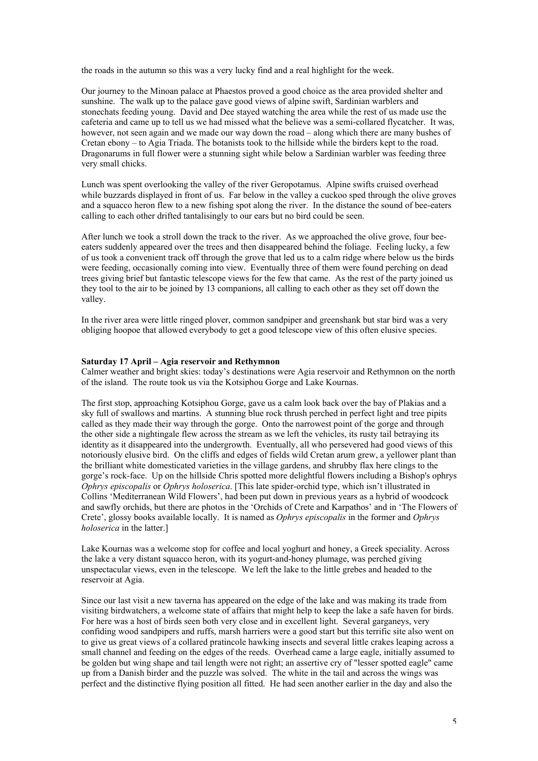the roads in the autumn so this was a very lucky find and a real highlight for the week.

Our journey to the Minoan palace at Phaestos proved a good choice as the area provided shelter and sunshine. The walk up to the palace gave good views of alpine swift, Sardinian warblers and stonechats feeding young. David and Dee stayed watching the area while the rest of us made use the cafeteria and came up to tell us we had missed what the believe was a semi-collared flycatcher. It was, however, not seen again and we made our way down the road – along which there are many bushes of Cretan ebony – to Agia Triada. The botanists took to the hillside while the birders kept to the road. Dragonarums in full flower were a stunning sight while below a Sardinian warbler was feeding three very small chicks.

Lunch was spent overlooking the valley of the river Geropotamus. Alpine swifts cruised overhead while buzzards displayed in front of us. Far below in the valley a cuckoo sped through the olive groves and a squacco heron flew to a new fishing spot along the river. In the distance the sound of bee-eaters calling to each other drifted tantalisingly to our ears but no bird could be seen.

After lunch we took a stroll down the track to the river. As we approached the olive grove, four bee-eaters suddenly appeared over the trees and then disappeared behind the foliage. Feeling lucky, a few of us took a convenient track off through the grove that led us to a calm ridge where below us the birds were feeding, occasionally coming into view. Eventually three of them were found perching on dead trees giving brief but fantastic telescope views for the few that came. As the rest of the party joined us they tool to the air to be joined by 13 companions, all calling to each other as they set off down the valley.

In the river area were little ringed plover, common sandpiper and greenshank but star bird was a very obliging hoopoe that allowed everybody to get a good telescope view of this often elusive species.

**Saturday 17 April – Agia reservoir and Rethymnon**

Calmer weather and bright skies: today's destinations were Agia reservoir and Rethymnon on the north of the island. The route took us via the Kotsiphou Gorge and Lake Kournas.

The first stop, approaching Kotsiphou Gorge, gave us a calm look back over the bay of Plakias and a sky full of swallows and martins. A stunning blue rock thrush perched in perfect light and tree pipits called as they made their way through the gorge. Onto the narrowest point of the gorge and through the other side a nightingale flew across the stream as we left the vehicles, its rusty tail betraying its identity as it disappeared into the undergrowth. Eventually, all who persevered had good views of this notoriously elusive bird. On the cliffs and edges of fields wild Cretan arum grew, a yellower plant than the brilliant white domesticated varieties in the village gardens, and shrubby flax here clings to the gorge's rock-face. Up on the hillside Chris spotted more delightful flowers including a Bishop's ophrys *Ophrys episcopalis* or *Ophrys holoserica*. [This late spider-orchid type, which isn't illustrated in Collins 'Mediterranean Wild Flowers', had been put down in previous years as a hybrid of woodcock and sawfly orchids, but there are photos in the 'Orchids of Crete and Karpathos' and in 'The Flowers of Crete', glossy books available locally. It is named as *Ophrys episcopalis* in the former and *Ophrys holoserica* in the latter.]

Lake Kournas was a welcome stop for coffee and local yoghurt and honey, a Greek speciality. Across the lake a very distant squacco heron, with its yogurt-and-honey plumage, was perched giving unspectacular views, even in the telescope. We left the lake to the little grebes and headed to the reservoir at Agia.

Since our last visit a new taverna has appeared on the edge of the lake and was making its trade from visiting birdwatchers, a welcome state of affairs that might help to keep the lake a safe haven for birds. For here was a host of birds seen both very close and in excellent light. Several garganeys, very confiding wood sandpipers and ruffs, marsh harriers were a good start but this terrific site also went on to give us great views of a collared pratincole hawking insects and several little crakes leaping across a small channel and feeding on the edges of the reeds. Overhead came a large eagle, initially assumed to be golden but wing shape and tail length were not right; an assertive cry of "lesser spotted eagle" came up from a Danish birder and the puzzle was solved. The white in the tail and across the wings was perfect and the distinctive flying position all fitted. He had seen another earlier in the day and also the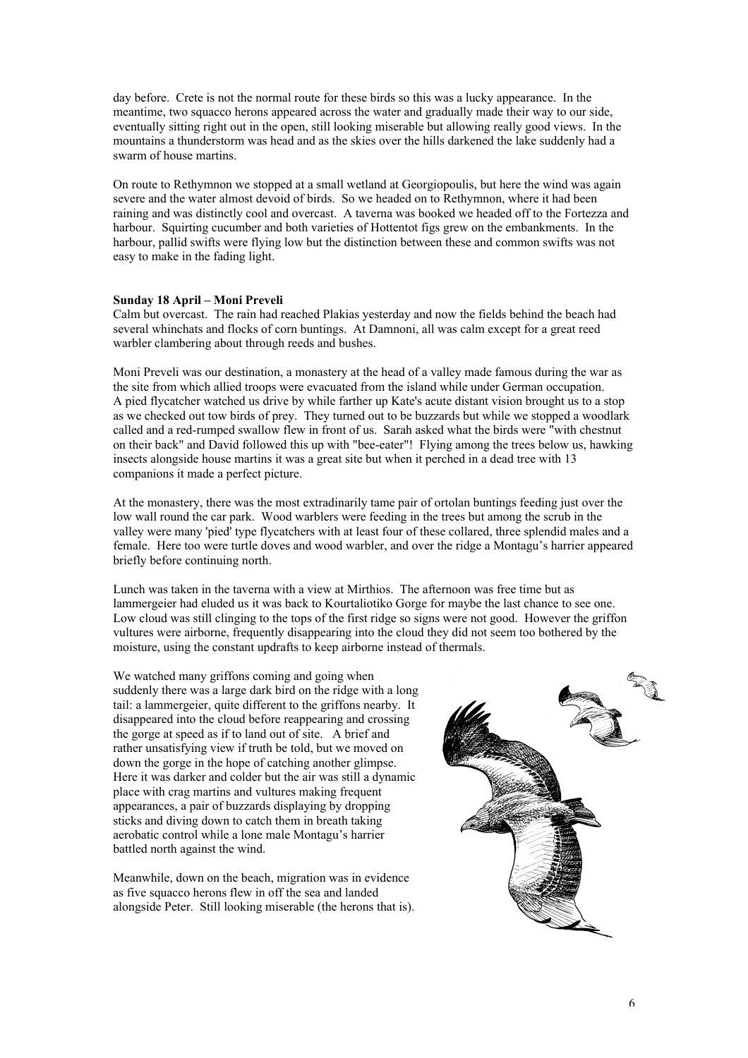day before. Crete is not the normal route for these birds so this was a lucky appearance. In the meantime, two squacco herons appeared across the water and gradually made their way to our side, eventually sitting right out in the open, still looking miserable but allowing really good views. In the mountains a thunderstorm was head and as the skies over the hills darkened the lake suddenly had a swarm of house martins.

On route to Rethymnon we stopped at a small wetland at Georgiopoulis, but here the wind was again severe and the water almost devoid of birds. So we headed on to Rethymnon, where it had been raining and was distinctly cool and overcast. A taverna was booked we headed off to the Fortezza and harbour. Squirting cucumber and both varieties of Hottentot figs grew on the embankments. In the harbour, pallid swifts were flying low but the distinction between these and common swifts was not easy to make in the fading light.

**Sunday 18 April – Moni Preveli**

Calm but overcast. The rain had reached Plakias yesterday and now the fields behind the beach had several whinchats and flocks of corn buntings. At Damnoni, all was calm except for a great reed warbler clambering about through reeds and bushes.

Moni Preveli was our destination, a monastery at the head of a valley made famous during the war as the site from which allied troops were evacuated from the island while under German occupation. A pied flycatcher watched us drive by while farther up Kate's acute distant vision brought us to a stop as we checked out tow birds of prey. They turned out to be buzzards but while we stopped a woodlark called and a red-rumped swallow flew in front of us. Sarah asked what the birds were "with chestnut on their back" and David followed this up with "bee-eater"! Flying among the trees below us, hawking insects alongside house martins it was a great site but when it perched in a dead tree with 13 companions it made a perfect picture.

At the monastery, there was the most extradinarily tame pair of ortolan buntings feeding just over the low wall round the car park. Wood warblers were feeding in the trees but among the scrub in the valley were many 'pied' type flycatchers with at least four of these collared, three splendid males and a female. Here too were turtle doves and wood warbler, and over the ridge a Montagu's harrier appeared briefly before continuing north.

Lunch was taken in the taverna with a view at Mirthios. The afternoon was free time but as lammergeier had eluded us it was back to Kourtaliotiko Gorge for maybe the last chance to see one. Low cloud was still clinging to the tops of the first ridge so signs were not good. However the griffon vultures were airborne, frequently disappearing into the cloud they did not seem too bothered by the moisture, using the constant updrafts to keep airborne instead of thermals.

We watched many griffons coming and going when suddenly there was a large dark bird on the ridge with a long tail: a lammergeier, quite different to the griffons nearby. It disappeared into the cloud before reappearing and crossing the gorge at speed as if to land out of site. A brief and rather unsatisfying view if truth be told, but we moved on down the gorge in the hope of catching another glimpse. Here it was darker and colder but the air was still a dynamic place with crag martins and vultures making frequent appearances, a pair of buzzards displaying by dropping sticks and diving down to catch them in breath taking aerobatic control while a lone male Montagu's harrier battled north against the wind.

Meanwhile, down on the beach, migration was in evidence as five squacco herons flew in off the sea and landed alongside Peter. Still looking miserable (the herons that is).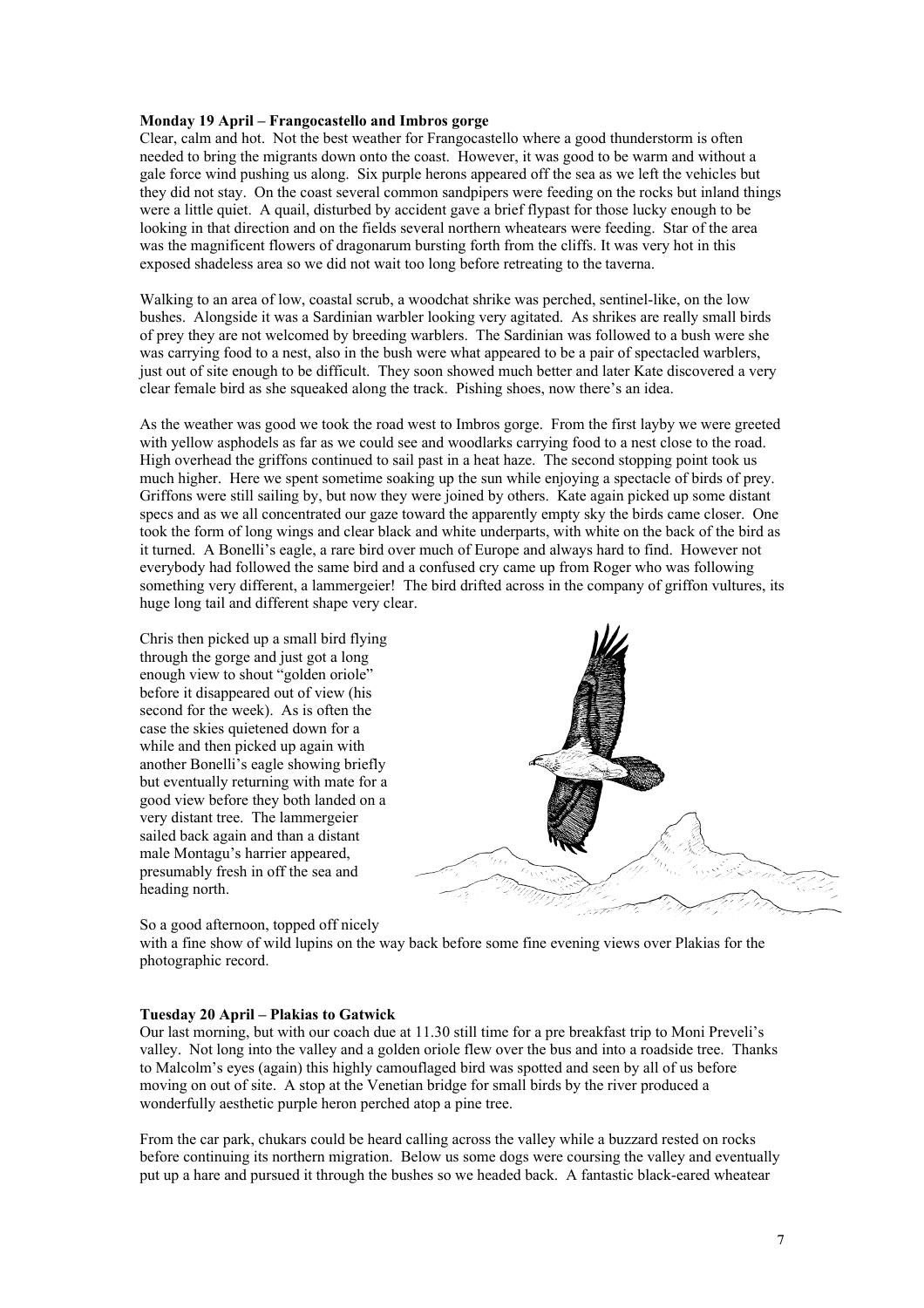**Monday 19 April – Frangocastello and Imbros gorge**

Clear, calm and hot. Not the best weather for Frangocastello where a good thunderstorm is often needed to bring the migrants down onto the coast. However, it was good to be warm and without a gale force wind pushing us along. Six purple herons appeared off the sea as we left the vehicles but they did not stay. On the coast several common sandpipers were feeding on the rocks but inland things were a little quiet. A quail, disturbed by accident gave a brief flypast for those lucky enough to be looking in that direction and on the fields several northern wheatears were feeding. Star of the area was the magnificent flowers of dragonarum bursting forth from the cliffs. It was very hot in this exposed shadeless area so we did not wait too long before retreating to the taverna.

Walking to an area of low, coastal scrub, a woodchat shrike was perched, sentinel-like, on the low bushes. Alongside it was a Sardinian warbler looking very agitated. As shrikes are really small birds of prey they are not welcomed by breeding warblers. The Sardinian was followed to a bush were she was carrying food to a nest, also in the bush were what appeared to be a pair of spectacled warblers, just out of site enough to be difficult. They soon showed much better and later Kate discovered a very clear female bird as she squeaked along the track. Pishing shoes, now there's an idea.

As the weather was good we took the road west to Imbros gorge. From the first layby we were greeted with yellow asphodels as far as we could see and woodlarks carrying food to a nest close to the road. High overhead the griffons continued to sail past in a heat haze. The second stopping point took us much higher. Here we spent sometime soaking up the sun while enjoying a spectacle of birds of prey. Griffons were still sailing by, but now they were joined by others. Kate again picked up some distant specs and as we all concentrated our gaze toward the apparently empty sky the birds came closer. One took the form of long wings and clear black and white underparts, with white on the back of the bird as it turned. A Bonelli's eagle, a rare bird over much of Europe and always hard to find. However not everybody had followed the same bird and a confused cry came up from Roger who was following something very different, a lammergeier! The bird drifted across in the company of griffon vultures, its huge long tail and different shape very clear.

Chris then picked up a small bird flying through the gorge and just got a long enough view to shout "golden oriole" before it disappeared out of view (his second for the week). As is often the case the skies quietened down for a while and then picked up again with another Bonelli's eagle showing briefly but eventually returning with mate for a good view before they both landed on a very distant tree. The lammergeier sailed back again and than a distant male Montagu's harrier appeared, presumably fresh in off the sea and heading north.

So a good afternoon, topped off nicely with a fine show of wild lupins on the way back before some fine evening views over Plakias for the photographic record.

**Tuesday 20 April – Plakias to Gatwick**

Our last morning, but with our coach due at 11.30 still time for a pre breakfast trip to Moni Preveli's valley. Not long into the valley and a golden oriole flew over the bus and into a roadside tree. Thanks to Malcolm's eyes (again) this highly camouflaged bird was spotted and seen by all of us before moving on out of site. A stop at the Venetian bridge for small birds by the river produced a wonderfully aesthetic purple heron perched atop a pine tree.

From the car park, chukars could be heard calling across the valley while a buzzard rested on rocks before continuing its northern migration. Below us some dogs were coursing the valley and eventually put up a hare and pursued it through the bushes so we headed back. A fantastic black-eared wheatear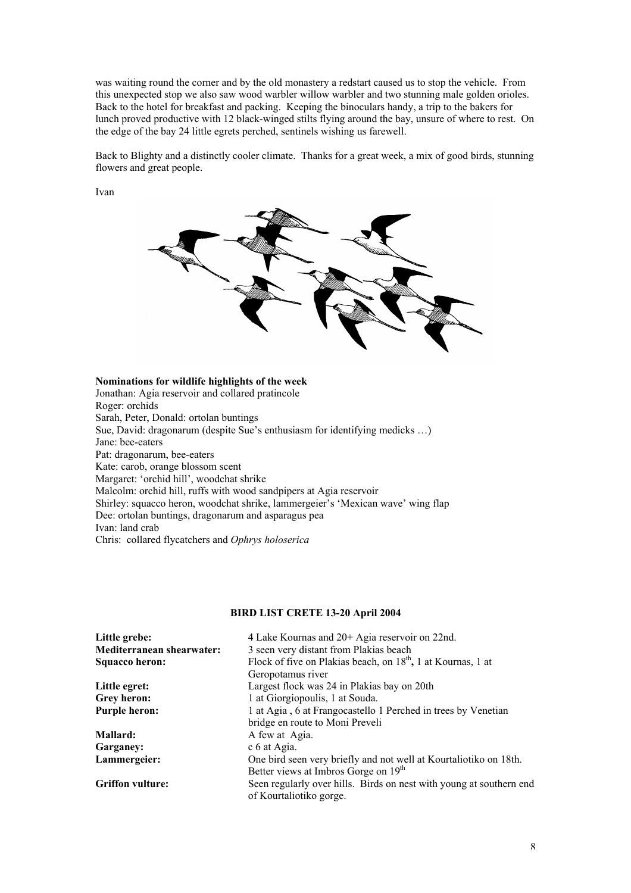was waiting round the corner and by the old monastery a redstart caused us to stop the vehicle. From this unexpected stop we also saw wood warbler willow warbler and two stunning male golden orioles. Back to the hotel for breakfast and packing. Keeping the binoculars handy, a trip to the bakers for lunch proved productive with 12 black-winged stilts flying around the bay, unsure of where to rest. On the edge of the bay 24 little egrets perched, sentinels wishing us farewell.

Back to Blighty and a distinctly cooler climate. Thanks for a great week, a mix of good birds, stunning flowers and great people.

Ivan

**Nominations for wildlife highlights of the week**

Jonathan: Agia reservoir and collared pratincole
Roger: orchids
Sarah, Peter, Donald: ortolan buntings
Sue, David: dragonarum (despite Sue's enthusiasm for identifying medicks …)
Jane: bee-eaters
Pat: dragonarum, bee-eaters
Kate: carob, orange blossom scent
Margaret: 'orchid hill', woodchat shrike
Malcolm: orchid hill, ruffs with wood sandpipers at Agia reservoir
Shirley: squacco heron, woodchat shrike, lammergeier's 'Mexican wave' wing flap
Dee: ortolan buntings, dragonarum and asparagus pea
Ivan: land crab
Chris: collared flycatchers and *Ophrys holoserica*

**BIRD LIST CRETE 13-20 April 2004**

| | |
|---|---|
| **Little grebe:** | 4 Lake Kournas and 20+ Agia reservoir on 22nd. |
| **Mediterranean shearwater:** | 3 seen very distant from Plakias beach |
| **Squacco heron:** | Flock of five on Plakias beach, on 18th, 1 at Kournas, 1 at Geropotamus river |
| **Little egret:** | Largest flock was 24 in Plakias bay on 20th |
| **Grey heron:** | 1 at Giorgiopoulis, 1 at Souda. |
| **Purple heron:** | 1 at Agia , 6 at Frangocastello 1 Perched in trees by Venetian bridge en route to Moni Preveli |
| **Mallard:** | A few at Agia. |
| **Garganey:** | c 6 at Agia. |
| **Lammergeier:** | One bird seen very briefly and not well at Kourtaliotiko on 18th. Better views at Imbros Gorge on 19th |
| **Griffon vulture:** | Seen regularly over hills. Birds on nest with young at southern end of Kourtaliotiko gorge. |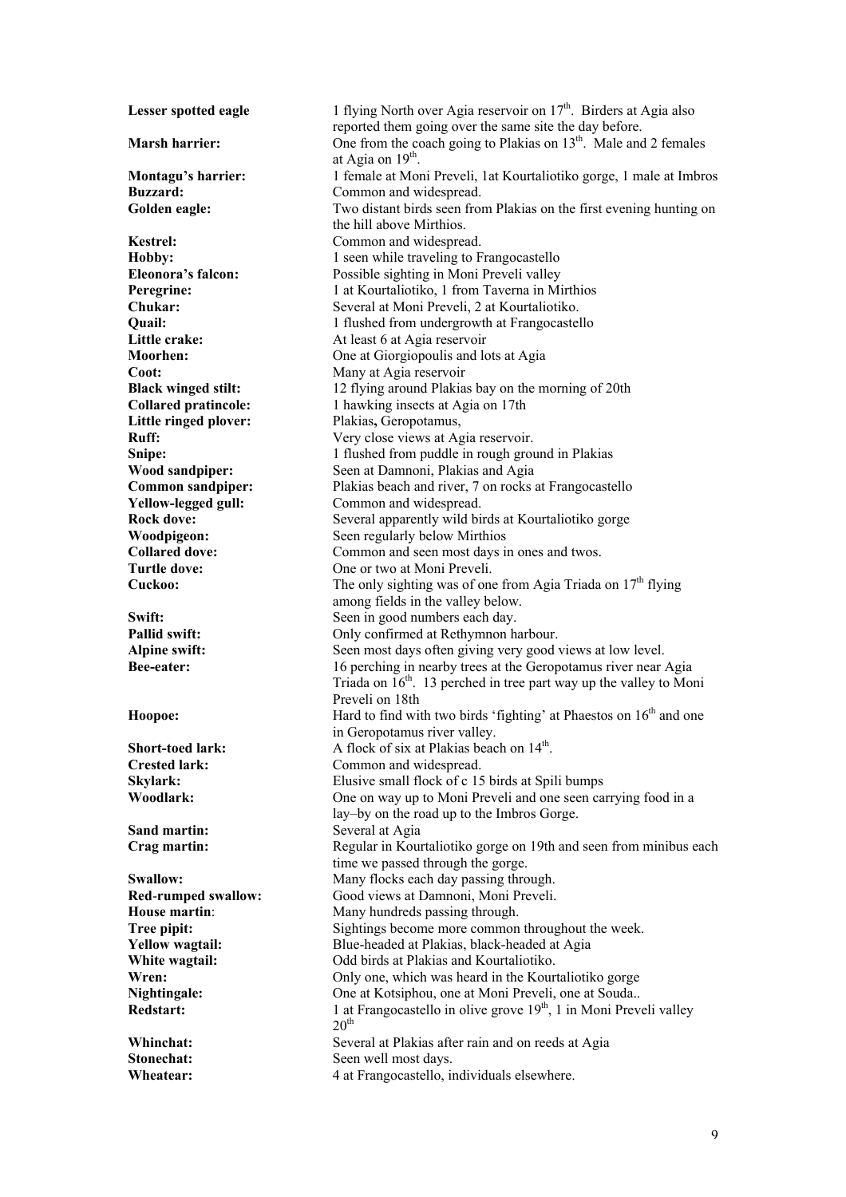**Lesser spotted eagle** 1 flying North over Agia reservoir on 17th. Birders at Agia also reported them going over the same site the day before.

**Marsh harrier:** One from the coach going to Plakias on 13th. Male and 2 females at Agia on 19th.

**Montagu's harrier:** 1 female at Moni Preveli, 1at Kourtaliotiko gorge, 1 male at Imbros

**Buzzard:** Common and widespread.

**Golden eagle:** Two distant birds seen from Plakias on the first evening hunting on the hill above Mirthios.

**Kestrel:** Common and widespread.

**Hobby:** 1 seen while traveling to Frangocastello

**Eleonora's falcon:** Possible sighting in Moni Preveli valley

**Peregrine:** 1 at Kourtaliotiko, 1 from Taverna in Mirthios

**Chukar:** Several at Moni Preveli, 2 at Kourtaliotiko.

**Quail:** 1 flushed from undergrowth at Frangocastello

**Little crake:** At least 6 at Agia reservoir

**Moorhen:** One at Giorgiopoulis and lots at Agia

**Coot:** Many at Agia reservoir

**Black winged stilt:** 12 flying around Plakias bay on the morning of 20th

**Collared pratincole:** 1 hawking insects at Agia on 17th

**Little ringed plover:** Plakias**,** Geropotamus,

**Ruff:** Very close views at Agia reservoir.

**Snipe:** 1 flushed from puddle in rough ground in Plakias

**Wood sandpiper:** Seen at Damnoni, Plakias and Agia

**Common sandpiper:** Plakias beach and river, 7 on rocks at Frangocastello

**Yellow-legged gull:** Common and widespread.

**Rock dove:** Several apparently wild birds at Kourtaliotiko gorge

**Woodpigeon:** Seen regularly below Mirthios

**Collared dove:** Common and seen most days in ones and twos.

**Turtle dove:** One or two at Moni Preveli.

**Cuckoo:** The only sighting was of one from Agia Triada on 17th flying among fields in the valley below.

**Swift:** Seen in good numbers each day.

**Pallid swift:** Only confirmed at Rethymnon harbour.

**Alpine swift:** Seen most days often giving very good views at low level.

**Bee-eater:** 16 perching in nearby trees at the Geropotamus river near Agia Triada on 16th. 13 perched in tree part way up the valley to Moni Preveli on 18th

**Hoopoe:** Hard to find with two birds 'fighting' at Phaestos on 16th and one in Geropotamus river valley.

**Short-toed lark:** A flock of six at Plakias beach on 14th.

**Crested lark:** Common and widespread.

**Skylark:** Elusive small flock of c 15 birds at Spili bumps

**Woodlark:** One on way up to Moni Preveli and one seen carrying food in a lay–by on the road up to the Imbros Gorge.

**Sand martin:** Several at Agia

**Crag martin:** Regular in Kourtaliotiko gorge on 19th and seen from minibus each time we passed through the gorge.

**Swallow:** Many flocks each day passing through.

**Red-rumped swallow:** Good views at Damnoni, Moni Preveli.

**House martin**: Many hundreds passing through.

**Tree pipit:** Sightings become more common throughout the week.

**Yellow wagtail:** Blue-headed at Plakias, black-headed at Agia

**White wagtail:** Odd birds at Plakias and Kourtaliotiko.

**Wren:** Only one, which was heard in the Kourtaliotiko gorge

**Nightingale:** One at Kotsiphou, one at Moni Preveli, one at Souda..

**Redstart:** 1 at Frangocastello in olive grove 19th, 1 in Moni Preveli valley 20th

**Whinchat:** Several at Plakias after rain and on reeds at Agia

**Stonechat:** Seen well most days.

**Wheatear:** 4 at Frangocastello, individuals elsewhere.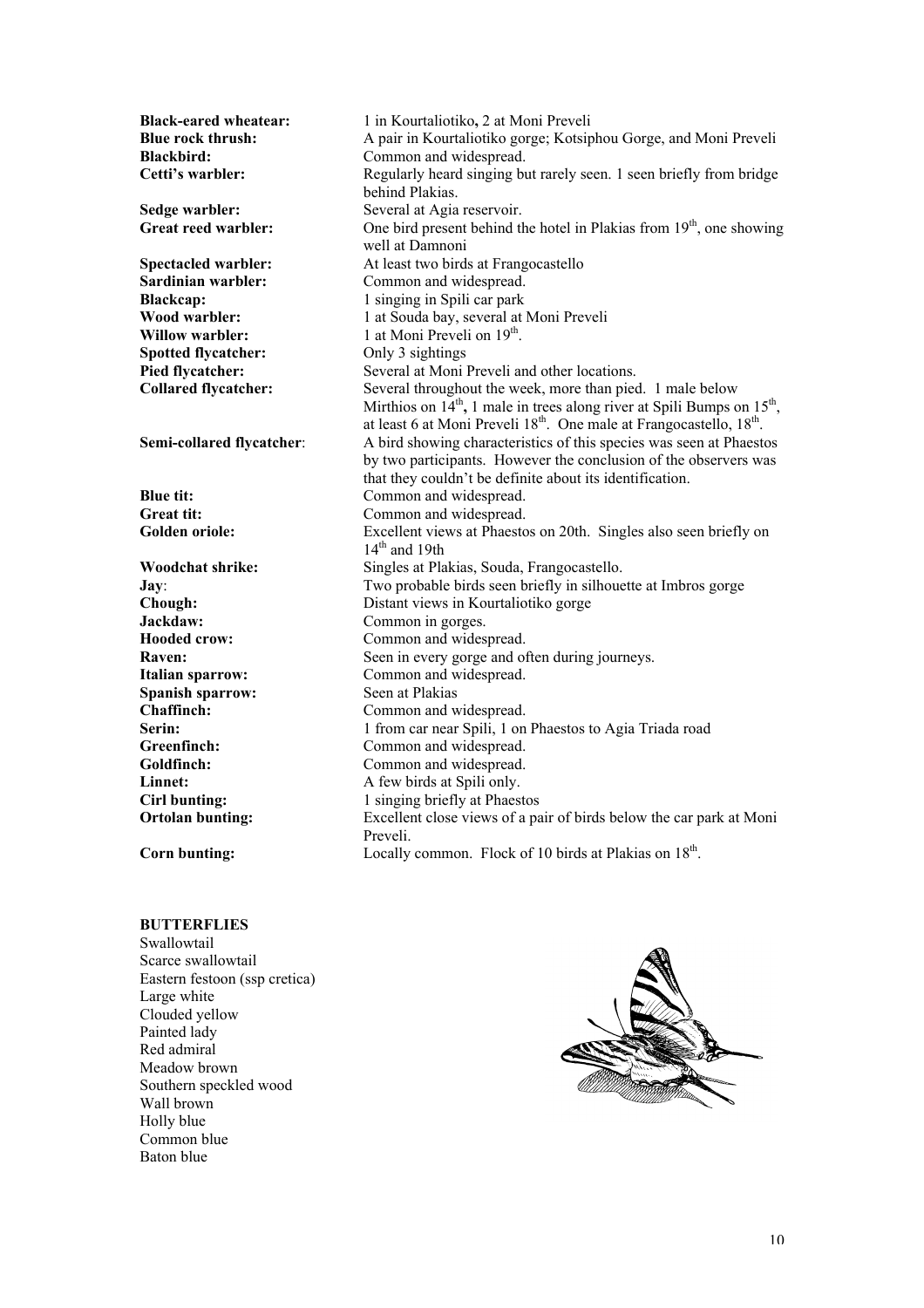**Black-eared wheatear:** 1 in Kourtaliotiko, 2 at Moni Preveli

**Blue rock thrush:** A pair in Kourtaliotiko gorge; Kotsiphou Gorge, and Moni Preveli

**Blackbird:** Common and widespread.

**Cetti's warbler:** Regularly heard singing but rarely seen. 1 seen briefly from bridge behind Plakias.

**Sedge warbler:** Several at Agia reservoir.

**Great reed warbler:** One bird present behind the hotel in Plakias from 19th, one showing well at Damnoni

**Spectacled warbler:** At least two birds at Frangocastello

**Sardinian warbler:** Common and widespread.

**Blackcap:** 1 singing in Spili car park

**Wood warbler:** 1 at Souda bay, several at Moni Preveli

**Willow warbler:** 1 at Moni Preveli on 19th.

**Spotted flycatcher:** Only 3 sightings

**Pied flycatcher:** Several at Moni Preveli and other locations.

**Collared flycatcher:** Several throughout the week, more than pied. 1 male below Mirthios on 14th, 1 male in trees along river at Spili Bumps on 15th, at least 6 at Moni Preveli 18th. One male at Frangocastello, 18th.

**Semi-collared flycatcher**: A bird showing characteristics of this species was seen at Phaestos by two participants. However the conclusion of the observers was that they couldn't be definite about its identification.

**Blue tit:** Common and widespread.

**Great tit:** Common and widespread.

**Golden oriole:** Excellent views at Phaestos on 20th. Singles also seen briefly on 14th and 19th

**Woodchat shrike:** Singles at Plakias, Souda, Frangocastello.

**Jay**: Two probable birds seen briefly in silhouette at Imbros gorge

**Chough:** Distant views in Kourtaliotiko gorge

**Jackdaw:** Common in gorges.

**Hooded crow:** Common and widespread.

**Raven:** Seen in every gorge and often during journeys.

**Italian sparrow:** Common and widespread.

**Spanish sparrow:** Seen at Plakias

**Chaffinch:** Common and widespread.

**Serin:** 1 from car near Spili, 1 on Phaestos to Agia Triada road

**Greenfinch:** Common and widespread.

**Goldfinch:** Common and widespread.

**Linnet:** A few birds at Spili only.

**Cirl bunting:** 1 singing briefly at Phaestos

**Ortolan bunting:** Excellent close views of a pair of birds below the car park at Moni Preveli.

**Corn bunting:** Locally common. Flock of 10 birds at Plakias on 18th.

**BUTTERFLIES**

Swallowtail
Scarce swallowtail
Eastern festoon (ssp cretica)
Large white
Clouded yellow
Painted lady
Red admiral
Meadow brown
Southern speckled wood
Wall brown
Holly blue
Common blue
Baton blue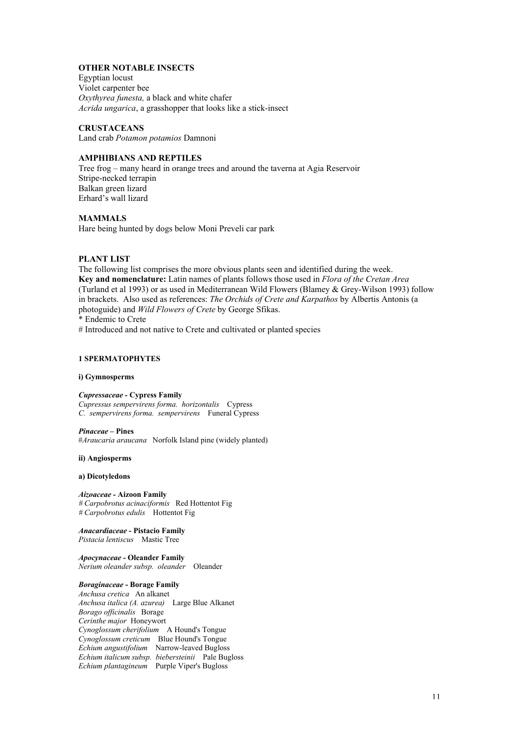**OTHER NOTABLE INSECTS**

Egyptian locust
Violet carpenter bee
*Oxythyrea funesta,* a black and white chafer
*Acrida ungarica*, a grasshopper that looks like a stick-insect

**CRUSTACEANS**

Land crab *Potamon potamios* Damnoni

**AMPHIBIANS AND REPTILES**

Tree frog – many heard in orange trees and around the taverna at Agia Reservoir
Stripe-necked terrapin
Balkan green lizard
Erhard's wall lizard

**MAMMALS**

Hare being hunted by dogs below Moni Preveli car park

**PLANT LIST**

The following list comprises the more obvious plants seen and identified during the week.
**Key and nomenclature:** Latin names of plants follows those used in *Flora of the Cretan Area* (Turland et al 1993) or as used in Mediterranean Wild Flowers (Blamey & Grey-Wilson 1993) follow in brackets. Also used as references: *The Orchids of Crete and Karpathos* by Albertis Antonis (a photoguide) and *Wild Flowers of Crete* by George Sfikas.
* Endemic to Crete
# Introduced and not native to Crete and cultivated or planted species

#### 1 SPERMATOPHYTES

**i) Gymnosperms**

***Cupressaceae* - Cypress Family**
*Cupressus sempervirens forma. horizontalis* Cypress
*C. sempervirens forma. sempervirens* Funeral Cypress

***Pinaceae* – Pines**
#*Araucaria araucana* Norfolk Island pine (widely planted)

**ii) Angiosperms**

**a) Dicotyledons**

***Aizoaceae* - Aizoon Family**
# *Carpobrotus acinaciformis* Red Hottentot Fig
# *Carpobrotus edulis* Hottentot Fig

***Anacardiaceae* - Pistacio Family**
*Pistacia lentiscus* Mastic Tree

***Apocynaceae* - Oleander Family**
*Nerium oleander subsp. oleander* Oleander

***Boraginaceae* - Borage Family**
*Anchusa cretica* An alkanet
*Anchusa italica (A. azurea)* Large Blue Alkanet
*Borago officinalis* Borage
*Cerinthe major* Honeywort
*Cynoglossum cherifolium* A Hound's Tongue
*Cynoglossum creticum* Blue Hound's Tongue
*Echium angustifolium* Narrow-leaved Bugloss
*Echium italicum subsp. biebersteinii* Pale Bugloss
*Echium plantagineum* Purple Viper's Bugloss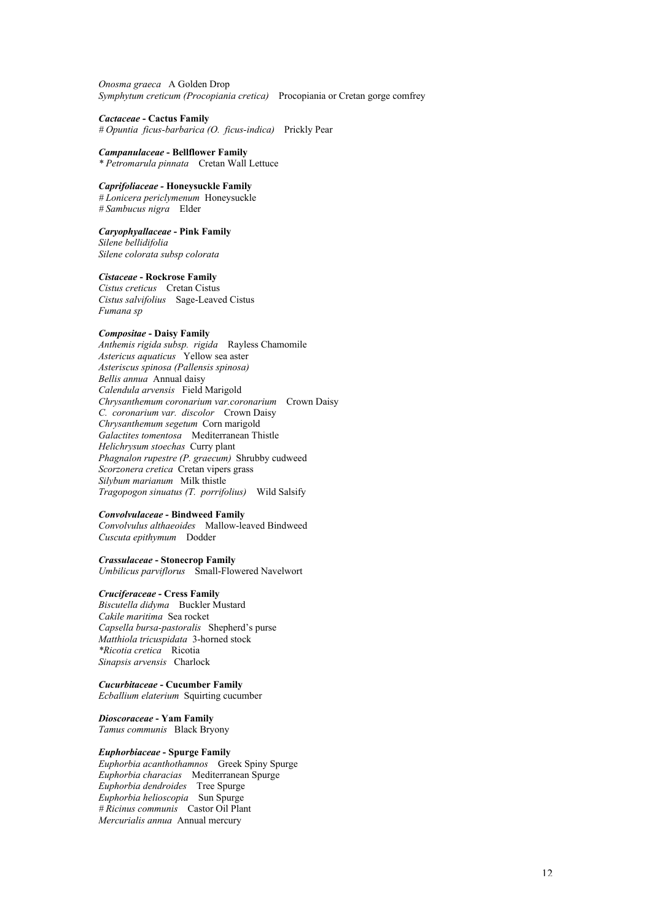*Onosma graeca*   A Golden Drop
*Symphytum creticum (Procopiania cretica)*   Procopiania or Cretan gorge comfrey

***Cactaceae* - Cactus Family**
# *Opuntia ficus-barbarica (O. ficus-indica)*   Prickly Pear

***Campanulaceae* - Bellflower Family**
* *Petromarula pinnata*   Cretan Wall Lettuce

***Caprifoliaceae* - Honeysuckle Family**
# *Lonicera periclymenum*   Honeysuckle
# *Sambucus nigra*   Elder

***Caryophyallaceae* - Pink Family**
*Silene bellidifolia*
*Silene colorata subsp colorata*

***Cistaceae* - Rockrose Family**
*Cistus creticus*   Cretan Cistus
*Cistus salvifolius*   Sage-Leaved Cistus
*Fumana sp*

***Compositae* - Daisy Family**
*Anthemis rigida subsp. rigida*   Rayless Chamomile
*Astericus aquaticus*   Yellow sea aster
*Asteriscus spinosa (Pallensis spinosa)*
*Bellis annua*   Annual daisy
*Calendula arvensis*   Field Marigold
*Chrysanthemum coronarium var.coronarium*   Crown Daisy
*C. coronarium var. discolor*   Crown Daisy
*Chrysanthemum segetum*   Corn marigold
*Galactites tomentosa*   Mediterranean Thistle
*Helichrysum stoechas*   Curry plant
*Phagnalon rupestre (P. graecum)*   Shrubby cudweed
*Scorzonera cretica*   Cretan vipers grass
*Silybum marianum*   Milk thistle
*Tragopogon sinuatus (T. porrifolius)*   Wild Salsify

***Convolvulaceae* - Bindweed Family**
*Convolvulus althaeoides*   Mallow-leaved Bindweed
*Cuscuta epithymum*   Dodder

***Crassulaceae* - Stonecrop Family**
*Umbilicus parviflorus*   Small-Flowered Navelwort

***Cruciferaceae* - Cress Family**
*Biscutella didyma*   Buckler Mustard
*Cakile maritima*   Sea rocket
*Capsella bursa-pastoralis*   Shepherd's purse
*Matthiola tricuspidata*   3-horned stock
**Ricotia cretica*   Ricotia
*Sinapsis arvensis*   Charlock

***Cucurbitaceae* - Cucumber Family**
*Ecballium elaterium*   Squirting cucumber

***Dioscoraceae* - Yam Family**
*Tamus communis*   Black Bryony

***Euphorbiaceae* - Spurge Family**
*Euphorbia acanthothamnos*   Greek Spiny Spurge
*Euphorbia characias*   Mediterranean Spurge
*Euphorbia dendroides*   Tree Spurge
*Euphorbia helioscopia*   Sun Spurge
# *Ricinus communis*   Castor Oil Plant
*Mercurialis annua*   Annual mercury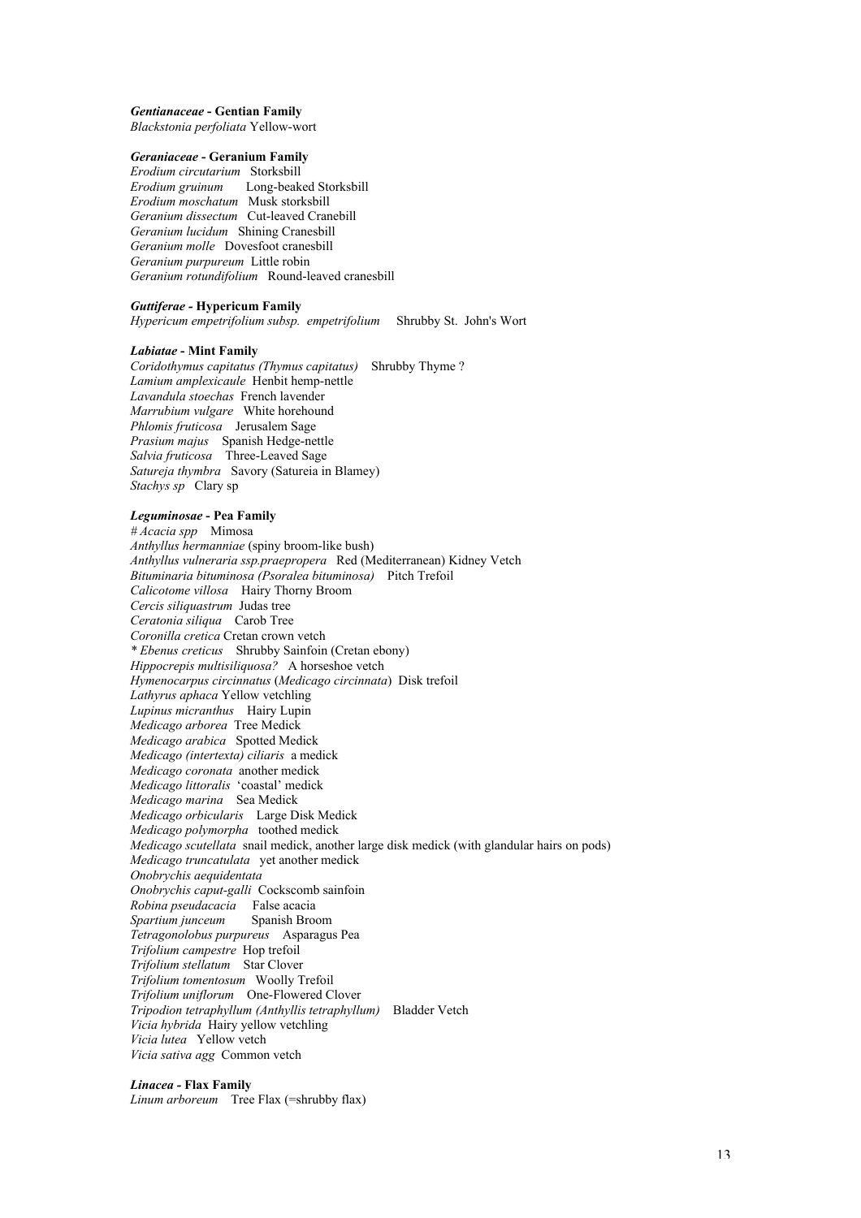***Gentianaceae* - Gentian Family**
*Blackstonia perfoliata* Yellow-wort

***Geraniaceae* - Geranium Family**
*Erodium circutarium* Storksbill
*Erodium gruinum* Long-beaked Storksbill
*Erodium moschatum* Musk storksbill
*Geranium dissectum* Cut-leaved Cranebill
*Geranium lucidum* Shining Cranesbill
*Geranium molle* Dovesfoot cranesbill
*Geranium purpureum* Little robin
*Geranium rotundifolium* Round-leaved cranesbill

***Guttiferae* - Hypericum Family**
*Hypericum empetrifolium subsp. empetrifolium* Shrubby St. John's Wort

***Labiatae* - Mint Family**
*Coridothymus capitatus (Thymus capitatus)* Shrubby Thyme ?
*Lamium amplexicaule* Henbit hemp-nettle
*Lavandula stoechas* French lavender
*Marrubium vulgare* White horehound
*Phlomis fruticosa* Jerusalem Sage
*Prasium majus* Spanish Hedge-nettle
*Salvia fruticosa* Three-Leaved Sage
*Satureja thymbra* Savory (Satureia in Blamey)
*Stachys sp* Clary sp

***Leguminosae* - Pea Family**
*# Acacia spp* Mimosa
*Anthyllus hermanniae* (spiny broom-like bush)
*Anthyllus vulneraria ssp.praepropera* Red (Mediterranean) Kidney Vetch
*Bituminaria bituminosa (Psoralea bituminosa)* Pitch Trefoil
*Calicotome villosa* Hairy Thorny Broom
*Cercis siliquastrum* Judas tree
*Ceratonia siliqua* Carob Tree
*Coronilla cretica* Cretan crown vetch
*\* Ebenus creticus* Shrubby Sainfoin (Cretan ebony)
*Hippocrepis multisiliquosa?* A horseshoe vetch
*Hymenocarpus circinnatus* (*Medicago circinnata*) Disk trefoil
*Lathyrus aphaca* Yellow vetchling
*Lupinus micranthus* Hairy Lupin
*Medicago arborea* Tree Medick
*Medicago arabica* Spotted Medick
*Medicago (intertexta) ciliaris* a medick
*Medicago coronata* another medick
*Medicago littoralis* 'coastal' medick
*Medicago marina* Sea Medick
*Medicago orbicularis* Large Disk Medick
*Medicago polymorpha* toothed medick
*Medicago scutellata* snail medick, another large disk medick (with glandular hairs on pods)
*Medicago truncatulata* yet another medick
*Onobrychis aequidentata*
*Onobrychis caput-galli* Cockscomb sainfoin
*Robina pseudacacia* False acacia
*Spartium junceum* Spanish Broom
*Tetragonolobus purpureus* Asparagus Pea
*Trifolium campestre* Hop trefoil
*Trifolium stellatum* Star Clover
*Trifolium tomentosum* Woolly Trefoil
*Trifolium uniflorum* One-Flowered Clover
*Tripodion tetraphyllum (Anthyllis tetraphyllum)* Bladder Vetch
*Vicia hybrida* Hairy yellow vetchling
*Vicia lutea* Yellow vetch
*Vicia sativa agg* Common vetch

***Linacea* - Flax Family**
*Linum arboreum* Tree Flax (=shrubby flax)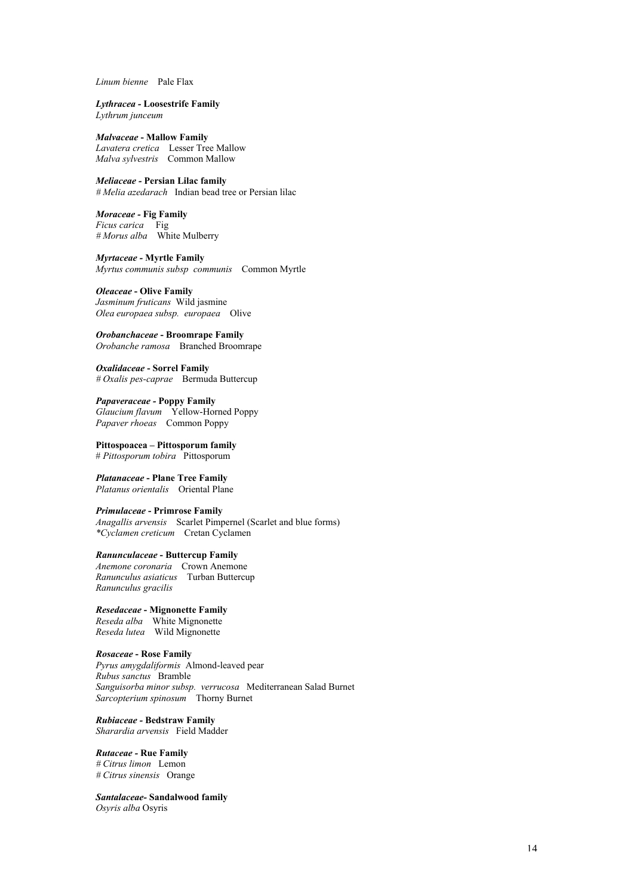*Linum bienne* Pale Flax

***Lythracea* - Loosestrife Family**
*Lythrum junceum*

***Malvaceae* - Mallow Family**
*Lavatera cretica* Lesser Tree Mallow
*Malva sylvestris* Common Mallow

***Meliaceae* - Persian Lilac family**
# *Melia azedarach* Indian bead tree or Persian lilac

***Moraceae* - Fig Family**
*Ficus carica* Fig
# *Morus alba* White Mulberry

***Myrtaceae* - Myrtle Family**
*Myrtus communis subsp communis* Common Myrtle

***Oleaceae* - Olive Family**
*Jasminum fruticans* Wild jasmine
*Olea europaea subsp. europaea* Olive

***Orobanchaceae* - Broomrape Family**
*Orobanche ramosa* Branched Broomrape

***Oxalidaceae* - Sorrel Family**
# *Oxalis pes-caprae* Bermuda Buttercup

***Papaveraceae* - Poppy Family**
*Glaucium flavum* Yellow-Horned Poppy
*Papaver rhoeas* Common Poppy

**Pittospoacea – Pittosporum family**
# *Pittosporum tobira* Pittosporum

***Platanaceae* - Plane Tree Family**
*Platanus orientalis* Oriental Plane

***Primulaceae* - Primrose Family**
*Anagallis arvensis* Scarlet Pimpernel (Scarlet and blue forms)
**Cyclamen creticum* Cretan Cyclamen

***Ranunculaceae* - Buttercup Family**
*Anemone coronaria* Crown Anemone
*Ranunculus asiaticus* Turban Buttercup
*Ranunculus gracilis*

***Resedaceae* - Mignonette Family**
*Reseda alba* White Mignonette
*Reseda lutea* Wild Mignonette

***Rosaceae* - Rose Family**
*Pyrus amygdaliformis* Almond-leaved pear
*Rubus sanctus* Bramble
*Sanguisorba minor subsp. verrucosa* Mediterranean Salad Burnet
*Sarcopterium spinosum* Thorny Burnet

***Rubiaceae* - Bedstraw Family**
*Sharardia arvensis* Field Madder

***Rutaceae* - Rue Family**
# *Citrus limon* Lemon
# *Citrus sinensis* Orange

***Santalaceae*- Sandalwood family**
*Osyris alba* Osyris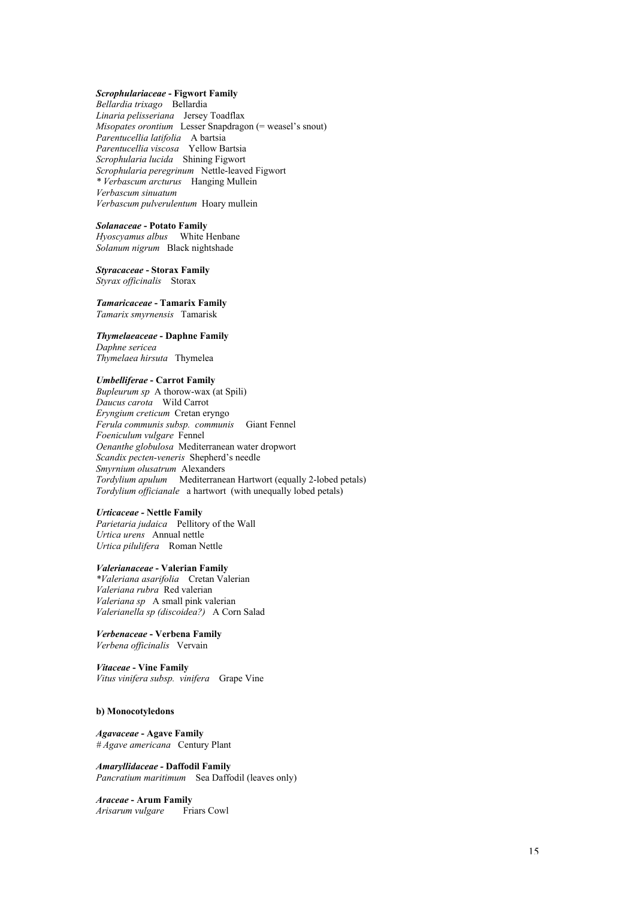***Scrophulariaceae* - Figwort Family**
*Bellardia trixago*  Bellardia
*Linaria pelisseriana*  Jersey Toadflax
*Misopates orontium*  Lesser Snapdragon (= weasel's snout)
*Parentucellia latifolia*  A bartsia
*Parentucellia viscosa*  Yellow Bartsia
*Scrophularia lucida*  Shining Figwort
*Scrophularia peregrinum*  Nettle-leaved Figwort
*\* Verbascum arcturus*  Hanging Mullein
*Verbascum sinuatum*
*Verbascum pulverulentum*  Hoary mullein

***Solanaceae* - Potato Family**
*Hyoscyamus albus*  White Henbane
*Solanum nigrum*  Black nightshade

***Styracaceae* - Storax Family**
*Styrax officinalis*  Storax

***Tamaricaceae* - Tamarix Family**
*Tamarix smyrnensis*  Tamarisk

***Thymelaeaceae* - Daphne Family**
*Daphne sericea*
*Thymelaea hirsuta*  Thymelea

***Umbelliferae* - Carrot Family**
*Bupleurum sp*  A thorow-wax (at Spili)
*Daucus carota*  Wild Carrot
*Eryngium creticum*  Cretan eryngo
*Ferula communis subsp. communis*  Giant Fennel
*Foeniculum vulgare*  Fennel
*Oenanthe globulosa*  Mediterranean water dropwort
*Scandix pecten-veneris*  Shepherd's needle
*Smyrnium olusatrum*  Alexanders
*Tordylium apulum*  Mediterranean Hartwort (equally 2-lobed petals)
*Tordylium officianale*  a hartwort (with unequally lobed petals)

***Urticaceae* - Nettle Family**
*Parietaria judaica*  Pellitory of the Wall
*Urtica urens*  Annual nettle
*Urtica pilulifera*  Roman Nettle

***Valerianaceae* - Valerian Family**
*\*Valeriana asarifolia*  Cretan Valerian
*Valeriana rubra*  Red valerian
*Valeriana sp*  A small pink valerian
*Valerianella sp (discoidea?)*  A Corn Salad

***Verbenaceae* - Verbena Family**
*Verbena officinalis*  Vervain

***Vitaceae* - Vine Family**
*Vitus vinifera subsp. vinifera*  Grape Vine

**b) Monocotyledons**

***Agavaceae* - Agave Family**
*# Agave americana*  Century Plant

***Amaryllidaceae* - Daffodil Family**
*Pancratium maritimum*  Sea Daffodil (leaves only)

***Araceae* - Arum Family**
*Arisarum vulgare*  Friars Cowl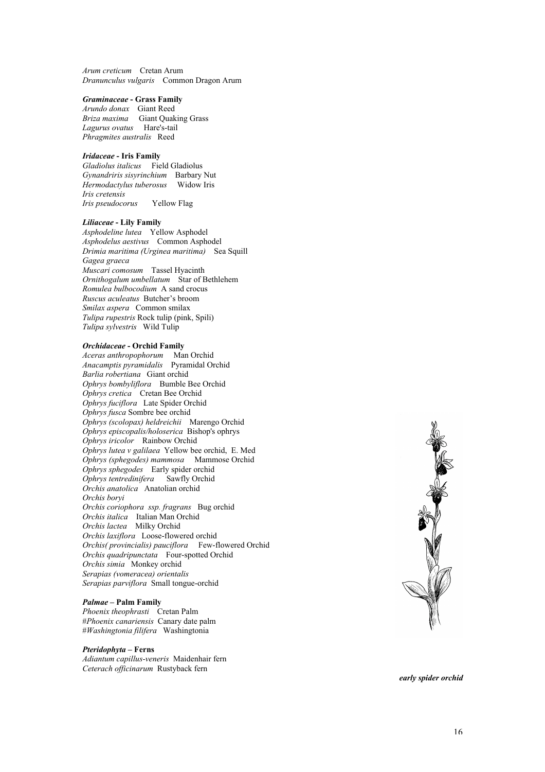*Arum creticum* Cretan Arum
*Dranunculus vulgaris* Common Dragon Arum

***Graminaceae* - Grass Family**
*Arundo donax* Giant Reed
*Briza maxima* Giant Quaking Grass
*Lagurus ovatus* Hare's-tail
*Phragmites australis* Reed

***Iridaceae* - Iris Family**
*Gladiolus italicus* Field Gladiolus
*Gynandriris sisyrinchium* Barbary Nut
*Hermodactylus tuberosus* Widow Iris
*Iris cretensis*
*Iris pseudocorus* Yellow Flag

***Liliaceae* - Lily Family**
*Asphodeline lutea* Yellow Asphodel
*Asphodelus aestivus* Common Asphodel
*Drimia maritima (Urginea maritima)* Sea Squill
*Gagea graeca*
*Muscari comosum* Tassel Hyacinth
*Ornithogalum umbellatum* Star of Bethlehem
*Romulea bulbocodium* A sand crocus
*Ruscus aculeatus* Butcher's broom
*Smilax aspera* Common smilax
*Tulipa rupestris* Rock tulip (pink, Spili)
*Tulipa sylvestris* Wild Tulip

***Orchidaceae* - Orchid Family**
*Aceras anthropophorum* Man Orchid
*Anacamptis pyramidalis* Pyramidal Orchid
*Barlia robertiana* Giant orchid
*Ophrys bombyliflora* Bumble Bee Orchid
*Ophrys cretica* Cretan Bee Orchid
*Ophrys fuciflora* Late Spider Orchid
*Ophrys fusca* Sombre bee orchid
*Ophrys (scolopax) heldreichii* Marengo Orchid
*Ophrys episcopalis/holoserica* Bishop's ophrys
*Ophrys iricolor* Rainbow Orchid
*Ophrys lutea v galilaea* Yellow bee orchid, E. Med
*Ophrys (sphegodes) mammosa* Mammose Orchid
*Ophrys sphegodes* Early spider orchid
*Ophrys tentredinifera* Sawfly Orchid
*Orchis anatolica* Anatolian orchid
*Orchis boryi*
*Orchis coriophora ssp. fragrans* Bug orchid
*Orchis italica* Italian Man Orchid
*Orchis lactea* Milky Orchid
*Orchis laxiflora* Loose-flowered orchid
*Orchis( provincialis) pauciflora* Few-flowered Orchid
*Orchis quadripunctata* Four-spotted Orchid
*Orchis simia* Monkey orchid
*Serapias (vomeracea) orientalis*
*Serapias parviflora* Small tongue-orchid

***Palmae* – Palm Family**
*Phoenix theophrasti* Cretan Palm
#*Phoenix canariensis* Canary date palm
#*Washingtonia filifera* Washingtonia

***Pteridophyta* – Ferns**
*Adiantum capillus-veneris* Maidenhair fern
*Ceterach officinarum* Rustyback fern

***early spider orchid***